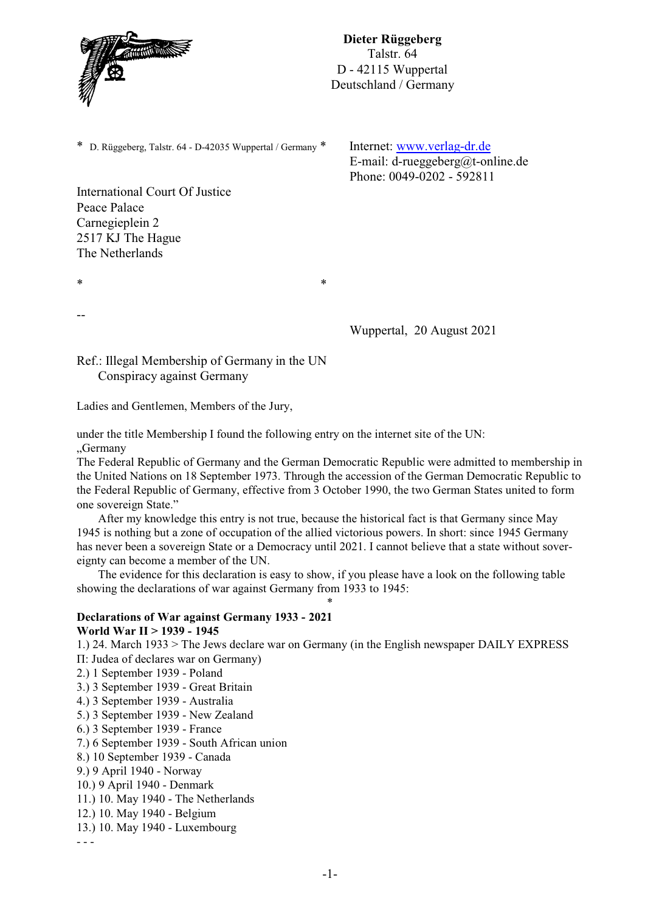**Dieter Rüggeberg**
Talstr. 64
D - 42115 Wuppertal
Deutschland / Germany

\* D. Rüggeberg, Talstr. 64 - D-42035 Wuppertal / Germany \*

Internet: www.verlag-dr.de
E-mail: d-rueggeberg@t-online.de
Phone: 0049-0202 - 592811

International Court Of Justice
Peace Palace
Carnegieplein 2
2517 KJ The Hague
The Netherlands

\* \*

--

Wuppertal, 20 August 2021

Ref.: Illegal Membership of Germany in the UN
Conspiracy against Germany

Ladies and Gentlemen, Members of the Jury,

under the title Membership I found the following entry on the internet site of the UN:
„Germany
The Federal Republic of Germany and the German Democratic Republic were admitted to membership in the United Nations on 18 September 1973. Through the accession of the German Democratic Republic to the Federal Republic of Germany, effective from 3 October 1990, the two German States united to form one sovereign State."

After my knowledge this entry is not true, because the historical fact is that Germany since May 1945 is nothing but a zone of occupation of the allied victorious powers. In short: since 1945 Germany has never been a sovereign State or a Democracy until 2021. I cannot believe that a state without sovereignty can become a member of the UN.

The evidence for this declaration is easy to show, if you please have a look on the following table showing the declarations of war against Germany from 1933 to 1945:

\*

**Declarations of War against Germany 1933 - 2021**
**World War II > 1939 - 1945**

1.) 24. March 1933 > The Jews declare war on Germany (in the English newspaper DAILY EXPRESS Π: Judea of declares war on Germany)
2.) 1 September 1939 - Poland
3.) 3 September 1939 - Great Britain
4.) 3 September 1939 - Australia
5.) 3 September 1939 - New Zealand
6.) 3 September 1939 - France
7.) 6 September 1939 - South African union
8.) 10 September 1939 - Canada
9.) 9 April 1940 - Norway
10.) 9 April 1940 - Denmark
11.) 10. May 1940 - The Netherlands
12.) 10. May 1940 - Belgium
13.) 10. May 1940 - Luxembourg

\- - -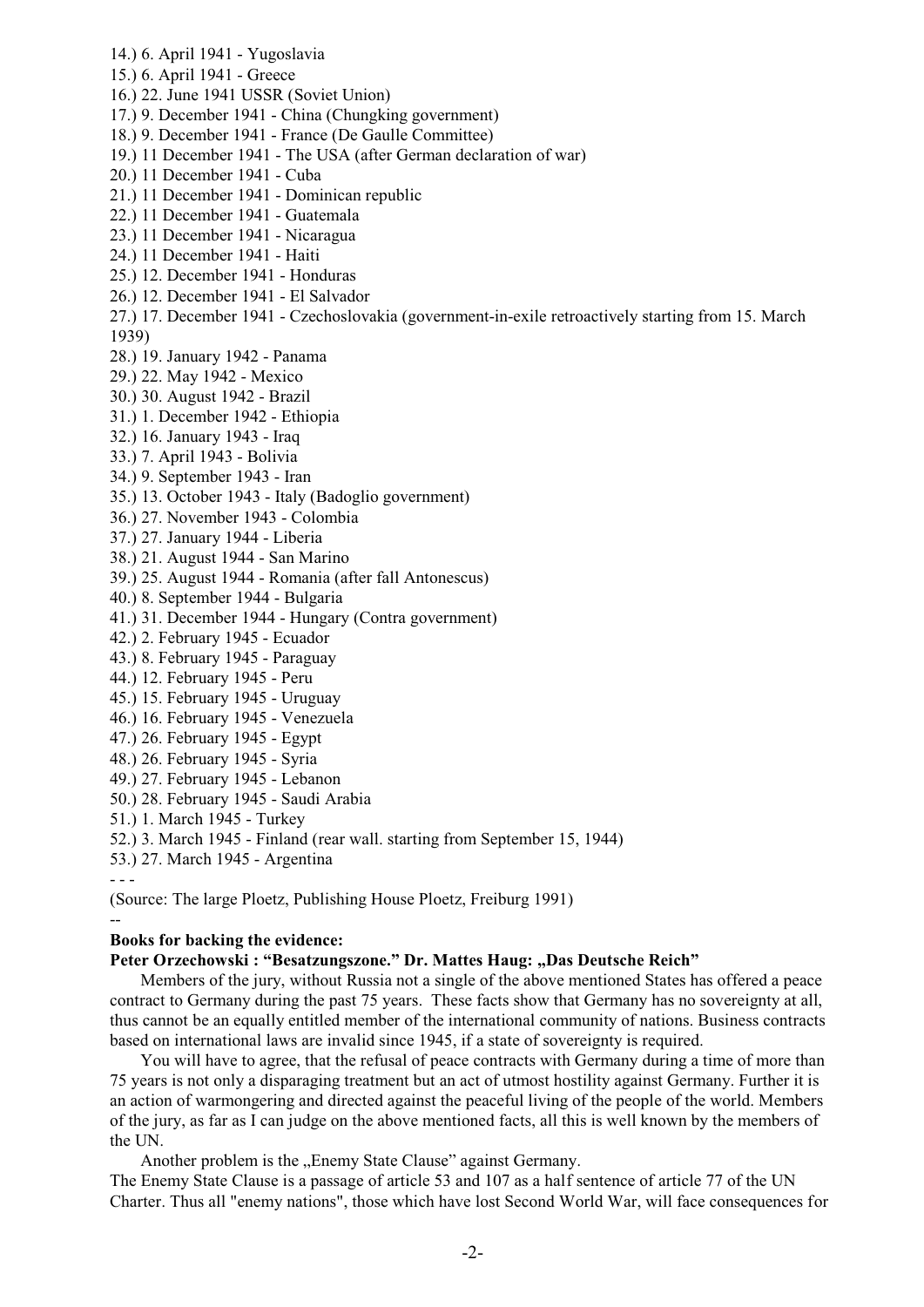14.) 6. April 1941 - Yugoslavia
15.) 6. April 1941 - Greece
16.) 22. June 1941 USSR (Soviet Union)
17.) 9. December 1941 - China (Chungking government)
18.) 9. December 1941 - France (De Gaulle Committee)
19.) 11 December 1941 - The USA (after German declaration of war)
20.) 11 December 1941 - Cuba
21.) 11 December 1941 - Dominican republic
22.) 11 December 1941 - Guatemala
23.) 11 December 1941 - Nicaragua
24.) 11 December 1941 - Haiti
25.) 12. December 1941 - Honduras
26.) 12. December 1941 - El Salvador
27.) 17. December 1941 - Czechoslovakia (government-in-exile retroactively starting from 15. March 1939)
28.) 19. January 1942 - Panama
29.) 22. May 1942 - Mexico
30.) 30. August 1942 - Brazil
31.) 1. December 1942 - Ethiopia
32.) 16. January 1943 - Iraq
33.) 7. April 1943 - Bolivia
34.) 9. September 1943 - Iran
35.) 13. October 1943 - Italy (Badoglio government)
36.) 27. November 1943 - Colombia
37.) 27. January 1944 - Liberia
38.) 21. August 1944 - San Marino
39.) 25. August 1944 - Romania (after fall Antonescus)
40.) 8. September 1944 - Bulgaria
41.) 31. December 1944 - Hungary (Contra government)
42.) 2. February 1945 - Ecuador
43.) 8. February 1945 - Paraguay
44.) 12. February 1945 - Peru
45.) 15. February 1945 - Uruguay
46.) 16. February 1945 - Venezuela
47.) 26. February 1945 - Egypt
48.) 26. February 1945 - Syria
49.) 27. February 1945 - Lebanon
50.) 28. February 1945 - Saudi Arabia
51.) 1. March 1945 - Turkey
52.) 3. March 1945 - Finland (rear wall. starting from September 15, 1944)
53.) 27. March 1945 - Argentina

- - -

(Source: The large Ploetz, Publishing House Ploetz, Freiburg 1991)

--

**Books for backing the evidence:**

**Peter Orzechowski : "Besatzungszone." Dr. Mattes Haug: „Das Deutsche Reich"**

Members of the jury, without Russia not a single of the above mentioned States has offered a peace contract to Germany during the past 75 years. These facts show that Germany has no sovereignty at all, thus cannot be an equally entitled member of the international community of nations. Business contracts based on international laws are invalid since 1945, if a state of sovereignty is required.

You will have to agree, that the refusal of peace contracts with Germany during a time of more than 75 years is not only a disparaging treatment but an act of utmost hostility against Germany. Further it is an action of warmongering and directed against the peaceful living of the people of the world. Members of the jury, as far as I can judge on the above mentioned facts, all this is well known by the members of the UN.

Another problem is the „Enemy State Clause" against Germany.

The Enemy State Clause is a passage of article 53 and 107 as a half sentence of article 77 of the UN Charter. Thus all "enemy nations", those which have lost Second World War, will face consequences for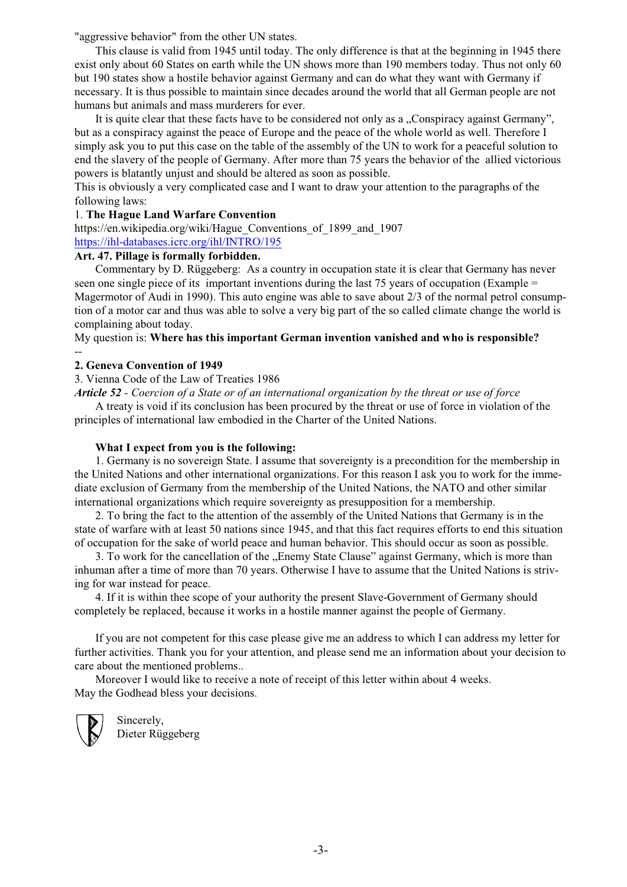"aggressive behavior" from the other UN states.

This clause is valid from 1945 until today. The only difference is that at the beginning in 1945 there exist only about 60 States on earth while the UN shows more than 190 members today. Thus not only 60 but 190 states show a hostile behavior against Germany and can do what they want with Germany if necessary. It is thus possible to maintain since decades around the world that all German people are not humans but animals and mass murderers for ever.

It is quite clear that these facts have to be considered not only as a „Conspiracy against Germany", but as a conspiracy against the peace of Europe and the peace of the whole world as well. Therefore I simply ask you to put this case on the table of the assembly of the UN to work for a peaceful solution to end the slavery of the people of Germany. After more than 75 years the behavior of the allied victorious powers is blatantly unjust and should be altered as soon as possible.

This is obviously a very complicated case and I want to draw your attention to the paragraphs of the following laws:

1. **The Hague Land Warfare Convention**

https://en.wikipedia.org/wiki/Hague_Conventions_of_1899_and_1907
https://ihl-databases.icrc.org/ihl/INTRO/195

**Art. 47. Pillage is formally forbidden.**

Commentary by D. Rüggeberg: As a country in occupation state it is clear that Germany has never seen one single piece of its important inventions during the last 75 years of occupation (Example = Magermotor of Audi in 1990). This auto engine was able to save about 2/3 of the normal petrol consumption of a motor car and thus was able to solve a very big part of the so called climate change the world is complaining about today.

My question is: **Where has this important German invention vanished and who is responsible?**

--

**2. Geneva Convention of 1949**

3. Vienna Code of the Law of Treaties 1986

***Article 52*** *- Coercion of a State or of an international organization by the threat or use of force*

A treaty is void if its conclusion has been procured by the threat or use of force in violation of the principles of international law embodied in the Charter of the United Nations.

**What I expect from you is the following:**

1. Germany is no sovereign State. I assume that sovereignty is a precondition for the membership in the United Nations and other international organizations. For this reason I ask you to work for the immediate exclusion of Germany from the membership of the United Nations, the NATO and other similar international organizations which require sovereignty as presupposition for a membership.

2. To bring the fact to the attention of the assembly of the United Nations that Germany is in the state of warfare with at least 50 nations since 1945, and that this fact requires efforts to end this situation of occupation for the sake of world peace and human behavior. This should occur as soon as possible.

3. To work for the cancellation of the „Enemy State Clause" against Germany, which is more than inhuman after a time of more than 70 years. Otherwise I have to assume that the United Nations is striving for war instead for peace.

4. If it is within thee scope of your authority the present Slave-Government of Germany should completely be replaced, because it works in a hostile manner against the people of Germany.

If you are not competent for this case please give me an address to which I can address my letter for further activities. Thank you for your attention, and please send me an information about your decision to care about the mentioned problems..

Moreover I would like to receive a note of receipt of this letter within about 4 weeks.
May the Godhead bless your decisions.

Sincerely,
Dieter Rüggeberg